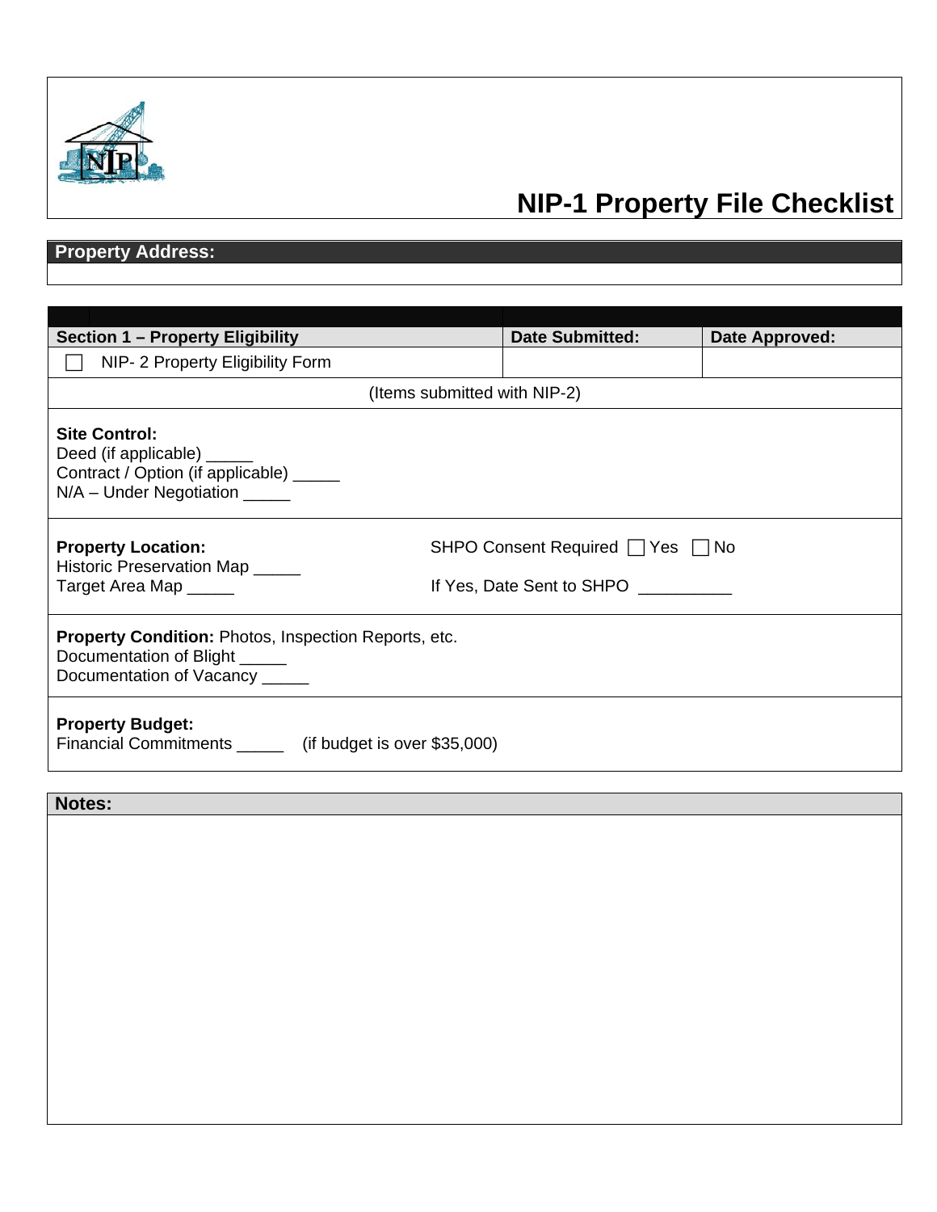# NIP-1 Property File Checklist

**Property Address:**

| Section 1 – Property Eligibility | Date Submitted: | Date Approved: |
|---|---|---|
| ☐ NIP- 2 Property Eligibility Form | | |

(Items submitted with NIP-2)

**Site Control:**
Deed (if applicable) _____
Contract / Option (if applicable) _____
N/A – Under Negotiation _____

**Property Location:**
Historic Preservation Map _____
Target Area Map _____

SHPO Consent Required ☐ Yes ☐ No

If Yes, Date Sent to SHPO __________

**Property Condition:** Photos, Inspection Reports, etc.
Documentation of Blight _____
Documentation of Vacancy _____

**Property Budget:**
Financial Commitments _____ (if budget is over $35,000)

**Notes:**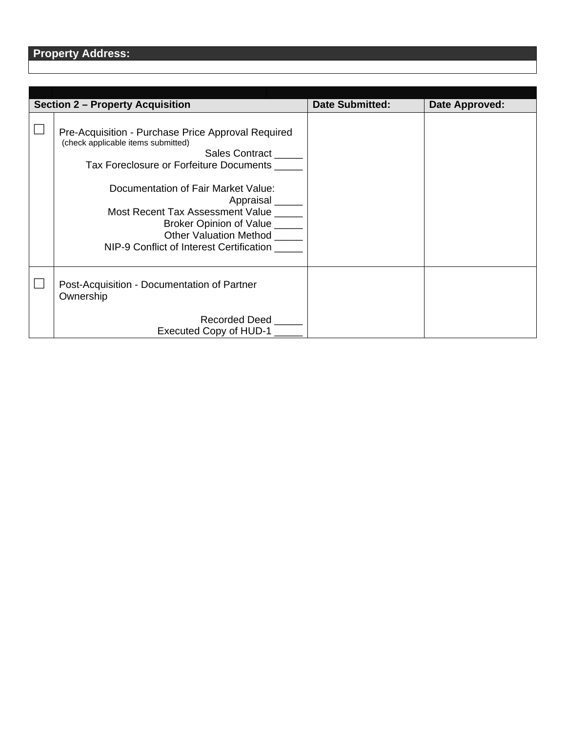| Property Address: |
| --- |
| |

| | Section 2 – Property Acquisition | Date Submitted: | Date Approved: |
| --- | --- | --- | --- |
| ☐ | Pre-Acquisition - Purchase Price Approval Required<br>(check applicable items submitted)<br>Sales Contract _____<br>Tax Foreclosure or Forfeiture Documents _____<br><br>Documentation of Fair Market Value:<br>Appraisal _____<br>Most Recent Tax Assessment Value _____<br>Broker Opinion of Value _____<br>Other Valuation Method _____<br>NIP-9 Conflict of Interest Certification _____ | | |
| ☐ | Post-Acquisition - Documentation of Partner Ownership<br><br>Recorded Deed _____<br>Executed Copy of HUD-1 _____ | | |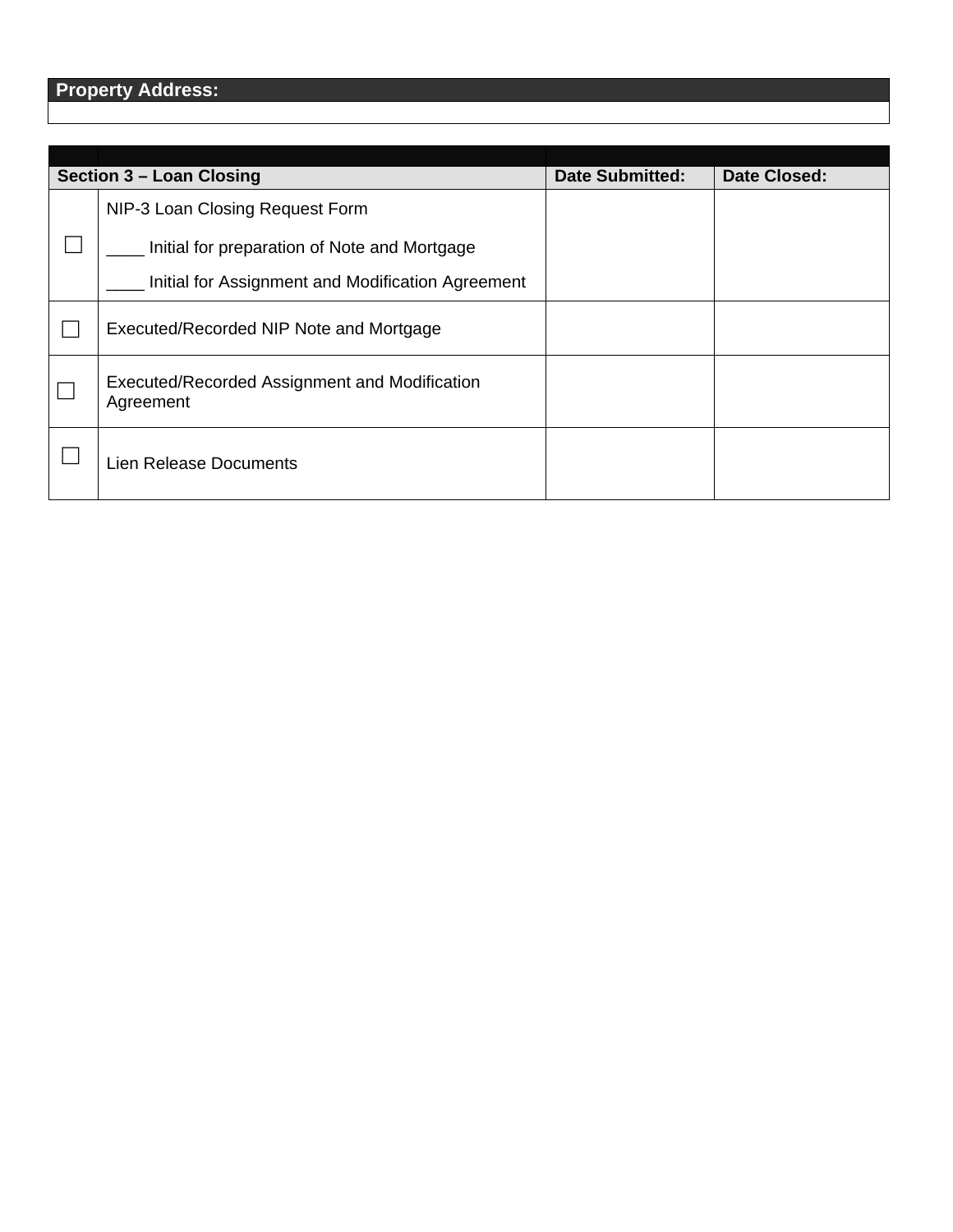| Property Address: |
| --- |
| |

| Section 3 – Loan Closing | | Date Submitted: | Date Closed: |
| --- | --- | --- | --- |
| ☐ | NIP-3 Loan Closing Request Form<br><br>____ Initial for preparation of Note and Mortgage<br><br>____ Initial for Assignment and Modification Agreement | | |
| ☐ | Executed/Recorded NIP Note and Mortgage | | |
| ☐ | Executed/Recorded Assignment and Modification Agreement | | |
| ☐ | Lien Release Documents | | |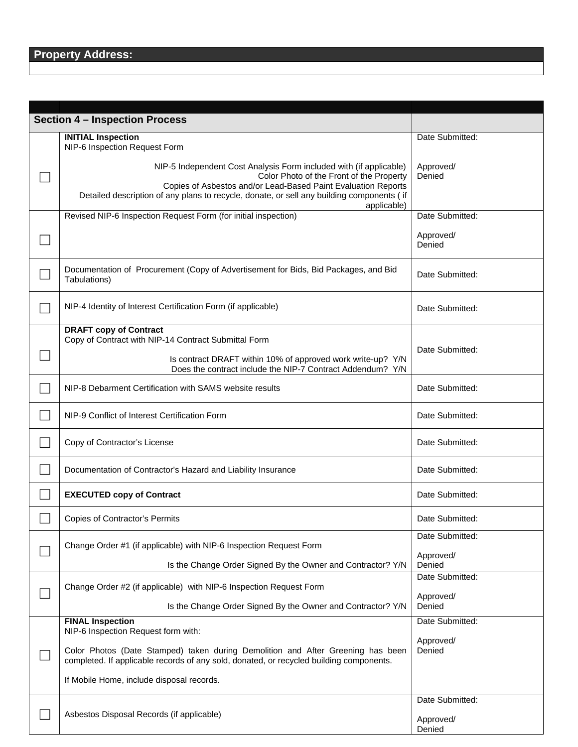| Property Address: |
|---|
| |

| | Section 4 – Inspection Process | |
|---|---|---|
| ☐ | **INITIAL Inspection**<br>NIP-6 Inspection Request Form<br><br>NIP-5 Independent Cost Analysis Form included with (if applicable)<br>Color Photo of the Front of the Property<br>Copies of Asbestos and/or Lead-Based Paint Evaluation Reports<br>Detailed description of any plans to recycle, donate, or sell any building components ( if applicable) | Date Submitted:<br><br>Approved/<br>Denied |
| ☐ | Revised NIP-6 Inspection Request Form (for initial inspection) | Date Submitted:<br><br>Approved/<br>Denied |
| ☐ | Documentation of Procurement (Copy of Advertisement for Bids, Bid Packages, and Bid Tabulations) | Date Submitted: |
| ☐ | NIP-4 Identity of Interest Certification Form (if applicable) | Date Submitted: |
| ☐ | **DRAFT copy of Contract**<br>Copy of Contract with NIP-14 Contract Submittal Form<br><br>Is contract DRAFT within 10% of approved work write-up? Y/N<br>Does the contract include the NIP-7 Contract Addendum? Y/N | Date Submitted: |
| ☐ | NIP-8 Debarment Certification with SAMS website results | Date Submitted: |
| ☐ | NIP-9 Conflict of Interest Certification Form | Date Submitted: |
| ☐ | Copy of Contractor's License | Date Submitted: |
| ☐ | Documentation of Contractor's Hazard and Liability Insurance | Date Submitted: |
| ☐ | **EXECUTED copy of Contract** | Date Submitted: |
| ☐ | Copies of Contractor's Permits | Date Submitted: |
| ☐ | Change Order #1 (if applicable) with NIP-6 Inspection Request Form<br><br>Is the Change Order Signed By the Owner and Contractor? Y/N | Date Submitted:<br><br>Approved/<br>Denied |
| ☐ | Change Order #2 (if applicable) with NIP-6 Inspection Request Form<br><br>Is the Change Order Signed By the Owner and Contractor? Y/N | Date Submitted:<br><br>Approved/<br>Denied |
| ☐ | **FINAL Inspection**<br>NIP-6 Inspection Request form with:<br><br>Color Photos (Date Stamped) taken during Demolition and After Greening has been completed. If applicable records of any sold, donated, or recycled building components.<br><br>If Mobile Home, include disposal records. | Date Submitted:<br><br>Approved/<br>Denied |
| ☐ | Asbestos Disposal Records (if applicable) | Date Submitted:<br><br>Approved/<br>Denied |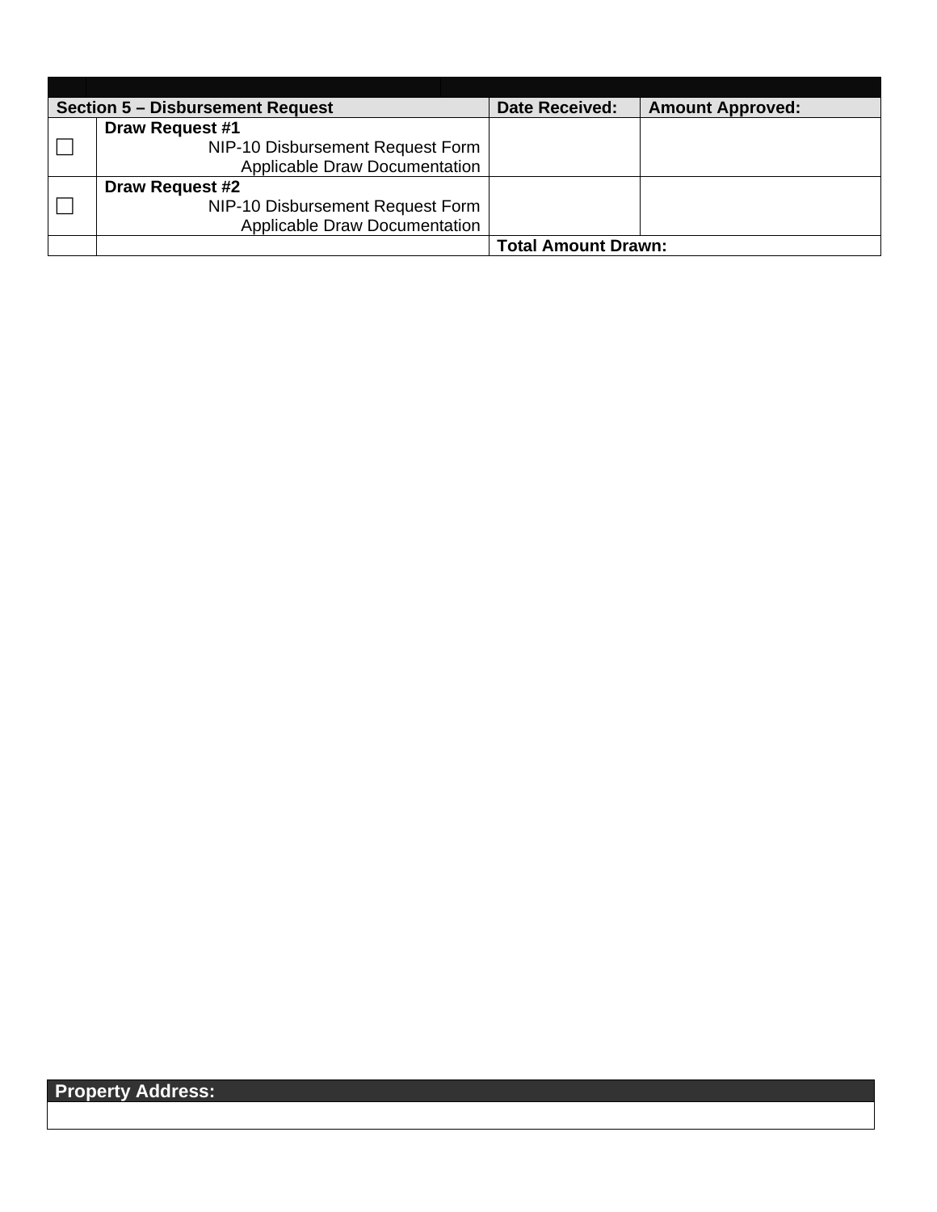| Section 5 – Disbursement Request | | Date Received: | Amount Approved: |
| --- | --- | --- | --- |
| ☐ | **Draw Request #1**<br>NIP-10 Disbursement Request Form<br>Applicable Draw Documentation | | |
| ☐ | **Draw Request #2**<br>NIP-10 Disbursement Request Form<br>Applicable Draw Documentation | | |
| | | **Total Amount Drawn:** | |

| Property Address: |
| --- |
| |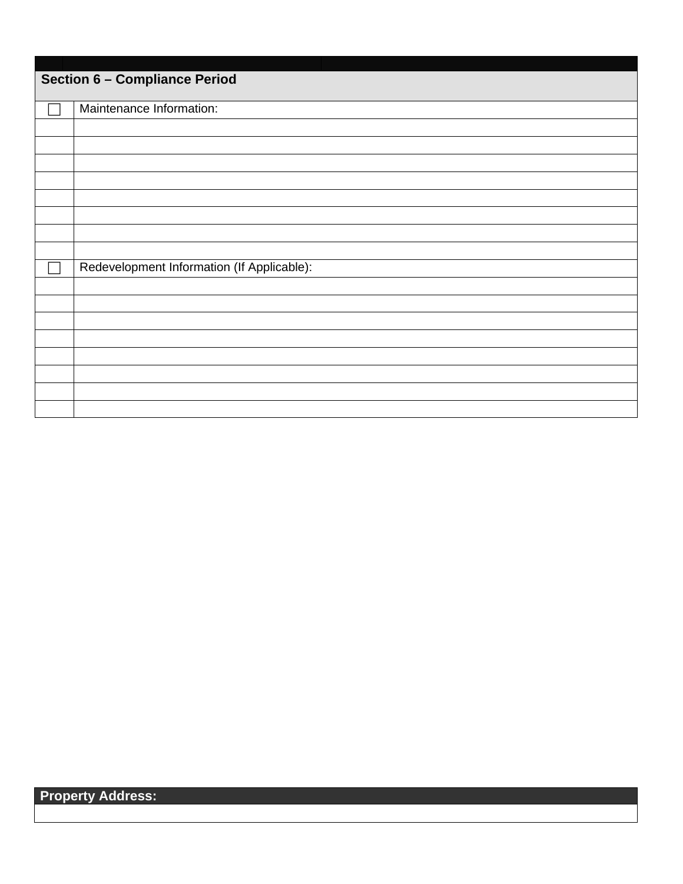## Section 6 – Compliance Period

| | |
|---|---|
| ☐ | Maintenance Information: |
| | |
| | |
| | |
| | |
| | |
| | |
| | |
| | |
| ☐ | Redevelopment Information (If Applicable): |
| | |
| | |
| | |
| | |
| | |
| | |
| | |
| | |

| **Property Address:** |
|---|
| |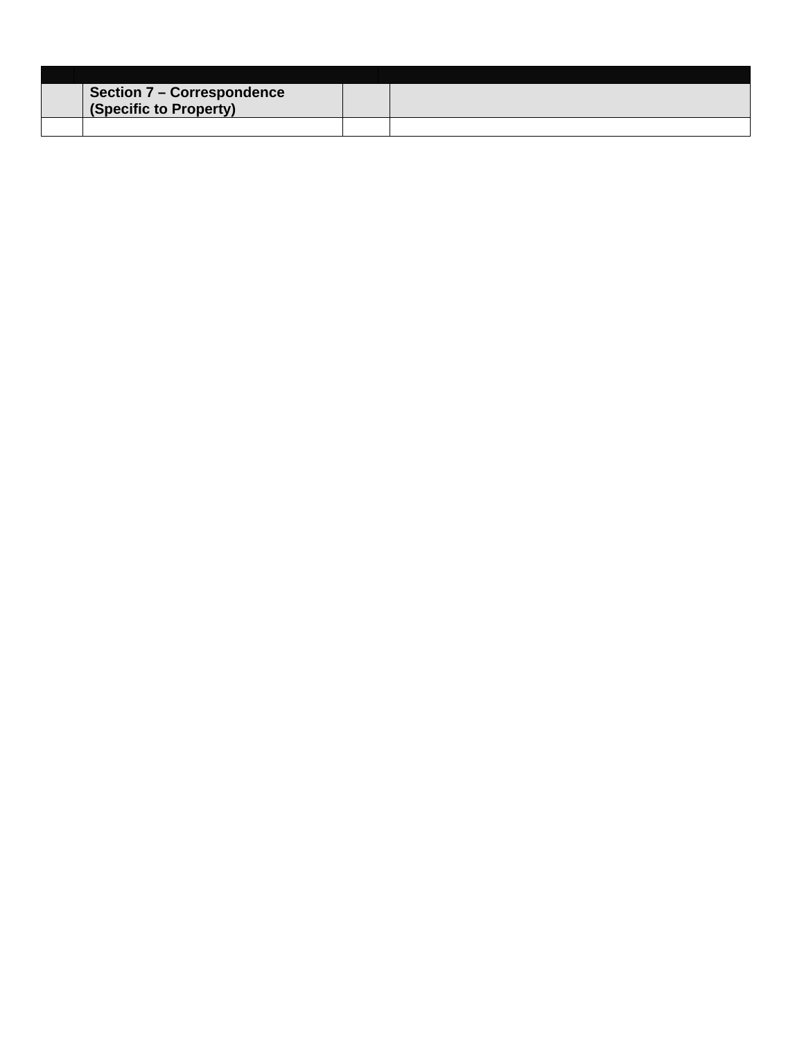| | | | |
|---|---|---|---|
| | **Section 7 – Correspondence (Specific to Property)** | | |
| | | | |